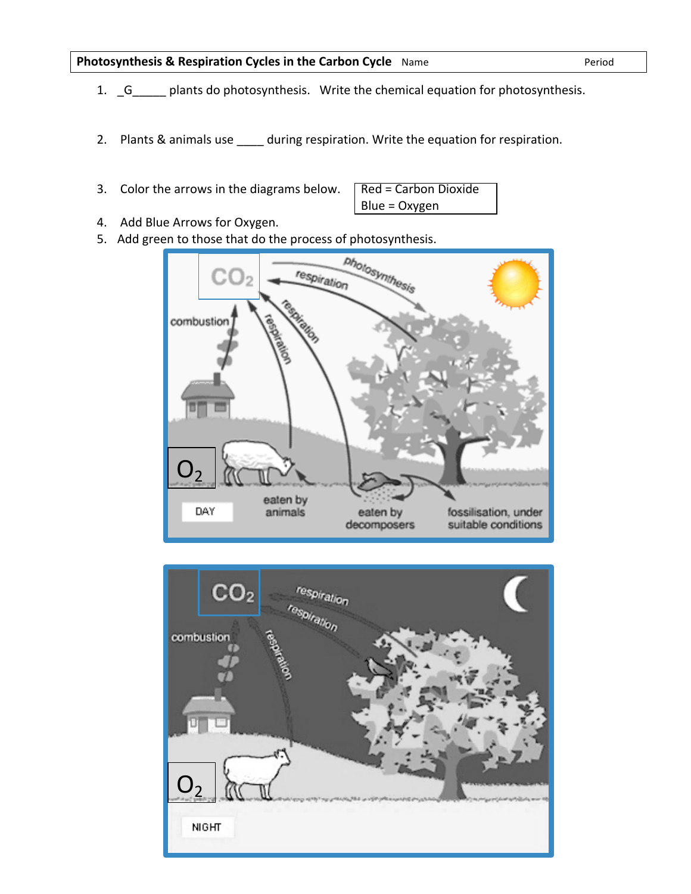**Photosynthesis & Respiration Cycles in the Carbon Cycle** Name Period

1. _G_____ plants do photosynthesis. Write the chemical equation for photosynthesis.

2. Plants & animals use ____ during respiration. Write the equation for respiration.

3. Color the arrows in the diagrams below.

| Red = Carbon Dioxide |
|---|
| Blue = Oxygen |

4. Add Blue Arrows for Oxygen.
5. Add green to those that do the process of photosynthesis.

$CO_2$

photosynthesis

respiration

combustion

respiration

respiration

$O_2$

DAY

eaten by animals

eaten by decomposers

fossilisation, under suitable conditions

$CO_2$

respiration

respiration

combustion

respiration

$O_2$

NIGHT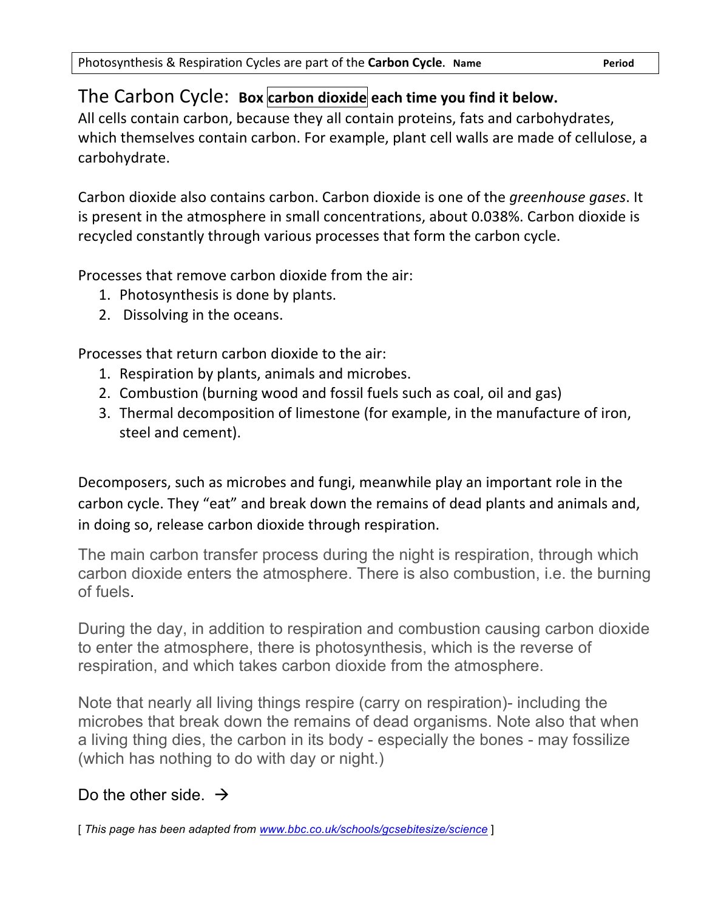Photosynthesis & Respiration Cycles are part of the **Carbon Cycle.** **Name** **Period**

## The Carbon Cycle: **Box carbon dioxide each time you find it below.**

All cells contain carbon, because they all contain proteins, fats and carbohydrates, which themselves contain carbon. For example, plant cell walls are made of cellulose, a carbohydrate.

Carbon dioxide also contains carbon. Carbon dioxide is one of the *greenhouse gases*. It is present in the atmosphere in small concentrations, about 0.038%. Carbon dioxide is recycled constantly through various processes that form the carbon cycle.

Processes that remove carbon dioxide from the air:

1. Photosynthesis is done by plants.
2. Dissolving in the oceans.

Processes that return carbon dioxide to the air:

1. Respiration by plants, animals and microbes.
2. Combustion (burning wood and fossil fuels such as coal, oil and gas)
3. Thermal decomposition of limestone (for example, in the manufacture of iron, steel and cement).

Decomposers, such as microbes and fungi, meanwhile play an important role in the carbon cycle. They "eat" and break down the remains of dead plants and animals and, in doing so, release carbon dioxide through respiration.

The main carbon transfer process during the night is respiration, through which carbon dioxide enters the atmosphere. There is also combustion, i.e. the burning of fuels.

During the day, in addition to respiration and combustion causing carbon dioxide to enter the atmosphere, there is photosynthesis, which is the reverse of respiration, and which takes carbon dioxide from the atmosphere.

Note that nearly all living things respire (carry on respiration)- including the microbes that break down the remains of dead organisms. Note also that when a living thing dies, the carbon in its body - especially the bones - may fossilize (which has nothing to do with day or night.)

Do the other side. →

[ *This page has been adapted from www.bbc.co.uk/schools/gcsebitesize/science* ]